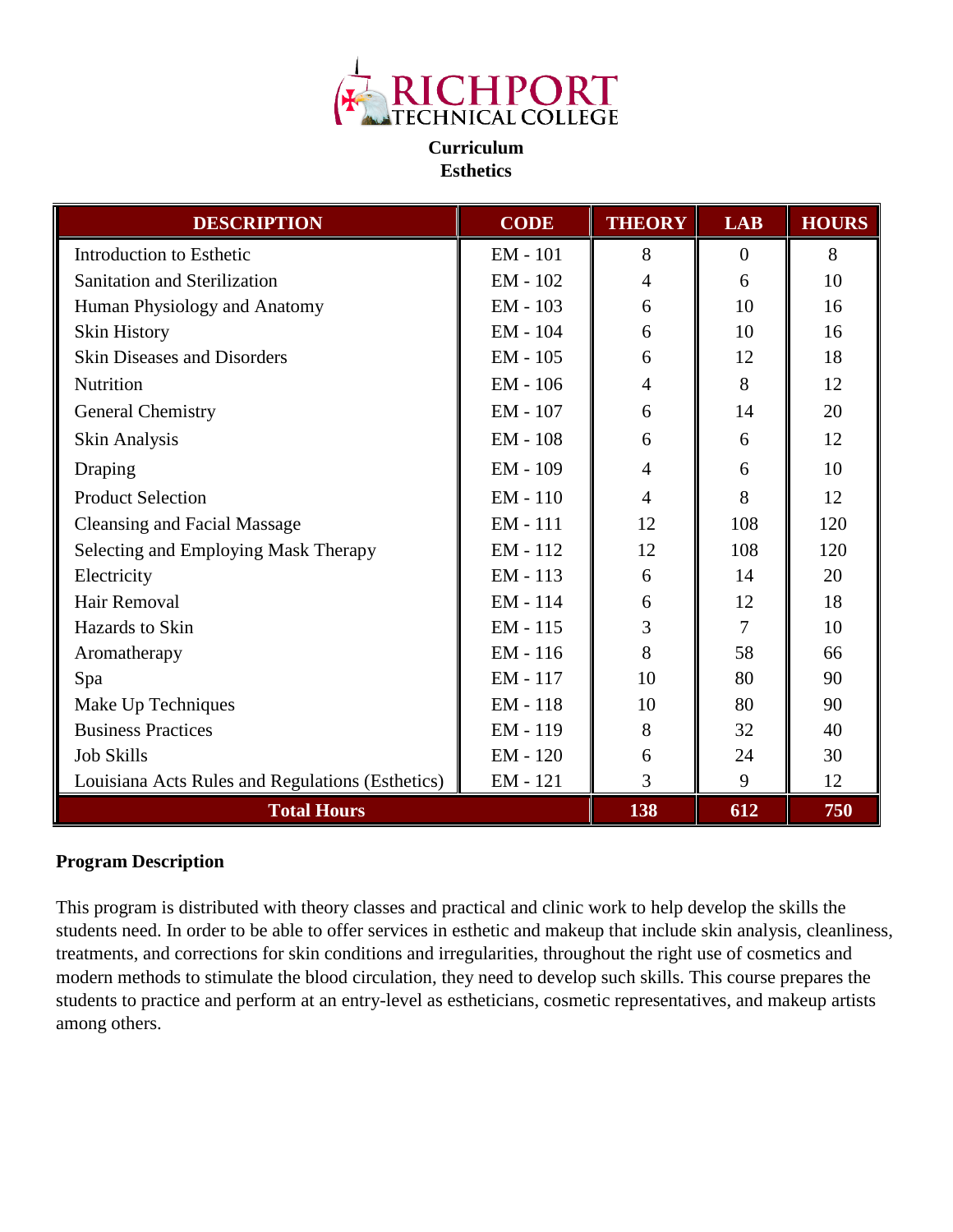**RICHPORT TECHNICAL COLLEGE**

**Curriculum**
**Esthetics**

| DESCRIPTION | CODE | THEORY | LAB | HOURS |
|---|---|---|---|---|
| Introduction to Esthetic | EM - 101 | 8 | 0 | 8 |
| Sanitation and Sterilization | EM - 102 | 4 | 6 | 10 |
| Human Physiology and Anatomy | EM - 103 | 6 | 10 | 16 |
| Skin History | EM - 104 | 6 | 10 | 16 |
| Skin Diseases and Disorders | EM - 105 | 6 | 12 | 18 |
| Nutrition | EM - 106 | 4 | 8 | 12 |
| General Chemistry | EM - 107 | 6 | 14 | 20 |
| Skin Analysis | EM - 108 | 6 | 6 | 12 |
| Draping | EM - 109 | 4 | 6 | 10 |
| Product Selection | EM - 110 | 4 | 8 | 12 |
| Cleansing and Facial Massage | EM - 111 | 12 | 108 | 120 |
| Selecting and Employing Mask Therapy | EM - 112 | 12 | 108 | 120 |
| Electricity | EM - 113 | 6 | 14 | 20 |
| Hair Removal | EM - 114 | 6 | 12 | 18 |
| Hazards to Skin | EM - 115 | 3 | 7 | 10 |
| Aromatherapy | EM - 116 | 8 | 58 | 66 |
| Spa | EM - 117 | 10 | 80 | 90 |
| Make Up Techniques | EM - 118 | 10 | 80 | 90 |
| Business Practices | EM - 119 | 8 | 32 | 40 |
| Job Skills | EM - 120 | 6 | 24 | 30 |
| Louisiana Acts Rules and Regulations (Esthetics) | EM - 121 | 3 | 9 | 12 |
| **Total Hours** | | **138** | **612** | **750** |

**Program Description**

This program is distributed with theory classes and practical and clinic work to help develop the skills the students need. In order to be able to offer services in esthetic and makeup that include skin analysis, cleanliness, treatments, and corrections for skin conditions and irregularities, throughout the right use of cosmetics and modern methods to stimulate the blood circulation, they need to develop such skills. This course prepares the students to practice and perform at an entry-level as estheticians, cosmetic representatives, and makeup artists among others.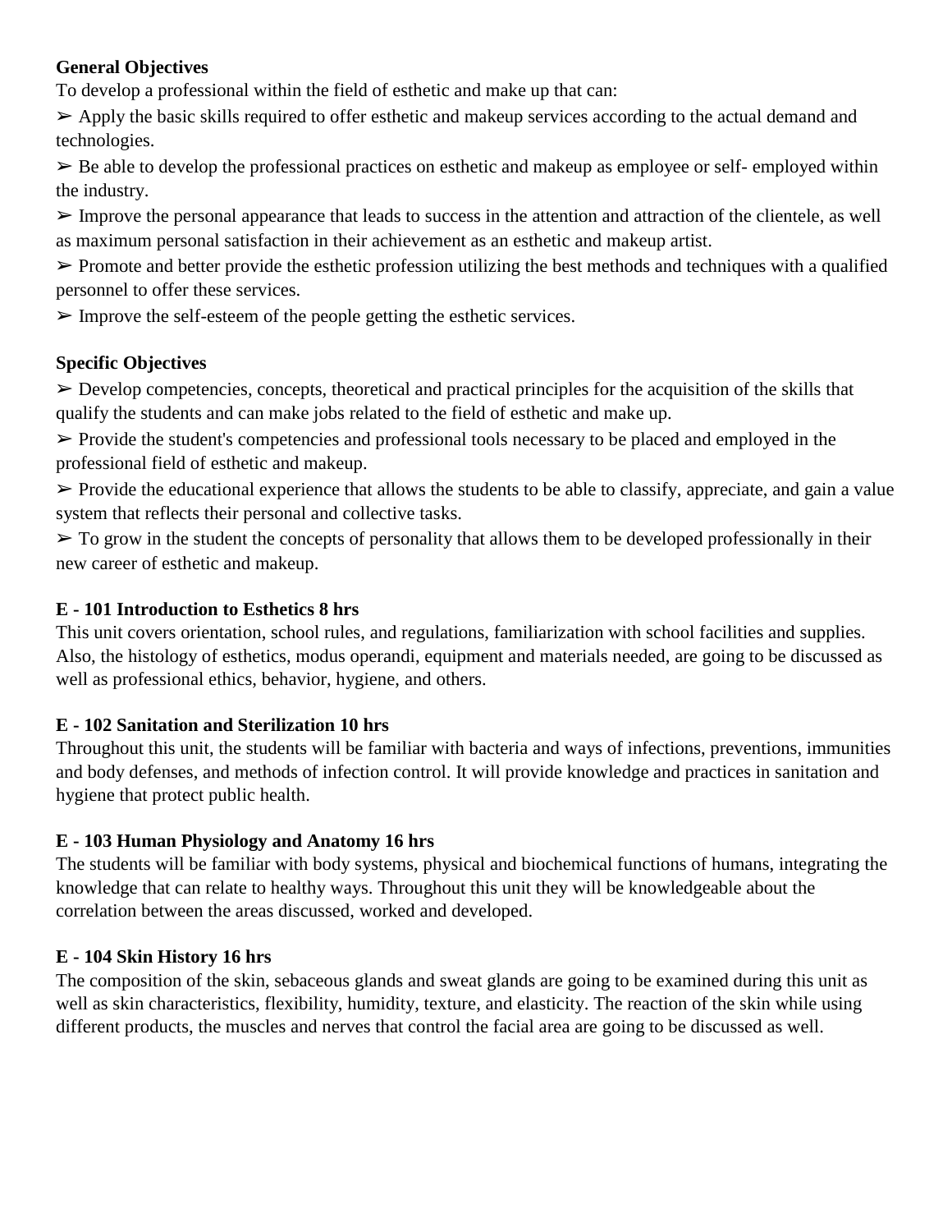**General Objectives**

To develop a professional within the field of esthetic and make up that can:

➢ Apply the basic skills required to offer esthetic and makeup services according to the actual demand and technologies.

➢ Be able to develop the professional practices on esthetic and makeup as employee or self- employed within the industry.

➢ Improve the personal appearance that leads to success in the attention and attraction of the clientele, as well as maximum personal satisfaction in their achievement as an esthetic and makeup artist.

➢ Promote and better provide the esthetic profession utilizing the best methods and techniques with a qualified personnel to offer these services.

➢ Improve the self-esteem of the people getting the esthetic services.

**Specific Objectives**

➢ Develop competencies, concepts, theoretical and practical principles for the acquisition of the skills that qualify the students and can make jobs related to the field of esthetic and make up.

➢ Provide the student's competencies and professional tools necessary to be placed and employed in the professional field of esthetic and makeup.

➢ Provide the educational experience that allows the students to be able to classify, appreciate, and gain a value system that reflects their personal and collective tasks.

➢ To grow in the student the concepts of personality that allows them to be developed professionally in their new career of esthetic and makeup.

**E - 101 Introduction to Esthetics 8 hrs**

This unit covers orientation, school rules, and regulations, familiarization with school facilities and supplies. Also, the histology of esthetics, modus operandi, equipment and materials needed, are going to be discussed as well as professional ethics, behavior, hygiene, and others.

**E - 102 Sanitation and Sterilization 10 hrs**

Throughout this unit, the students will be familiar with bacteria and ways of infections, preventions, immunities and body defenses, and methods of infection control. It will provide knowledge and practices in sanitation and hygiene that protect public health.

**E - 103 Human Physiology and Anatomy 16 hrs**

The students will be familiar with body systems, physical and biochemical functions of humans, integrating the knowledge that can relate to healthy ways. Throughout this unit they will be knowledgeable about the correlation between the areas discussed, worked and developed.

**E - 104 Skin History 16 hrs**

The composition of the skin, sebaceous glands and sweat glands are going to be examined during this unit as well as skin characteristics, flexibility, humidity, texture, and elasticity. The reaction of the skin while using different products, the muscles and nerves that control the facial area are going to be discussed as well.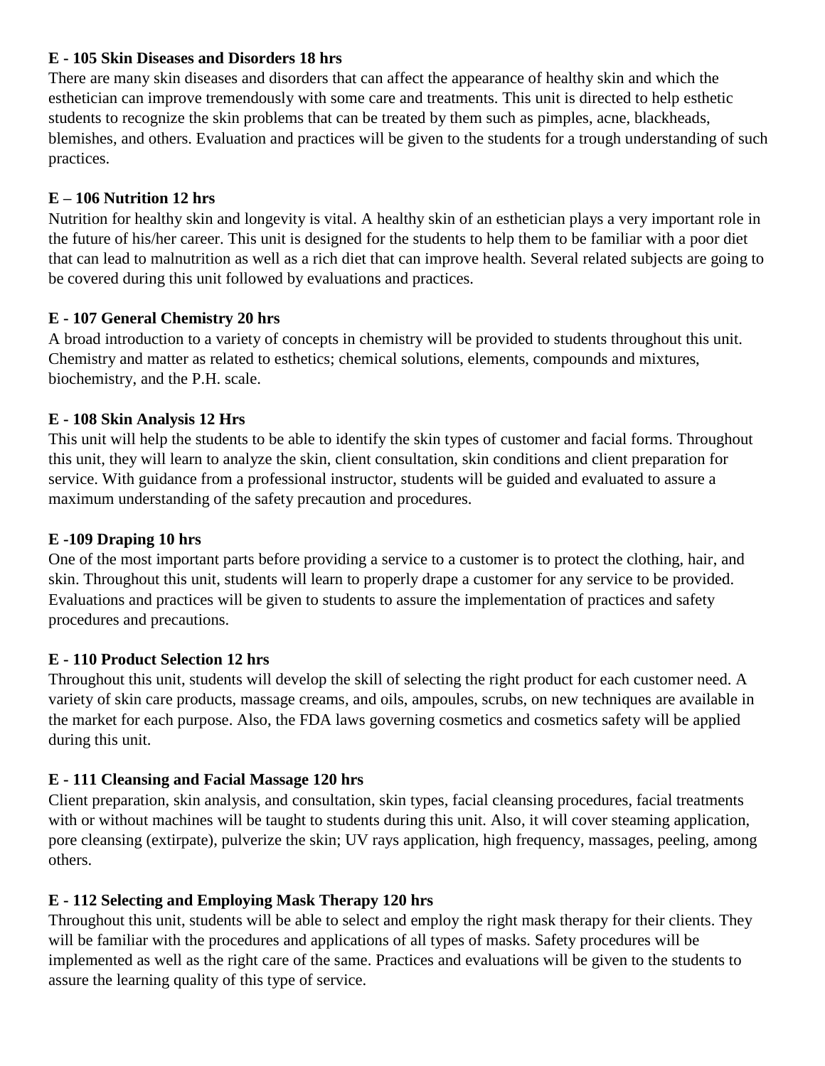**E - 105 Skin Diseases and Disorders 18 hrs**

There are many skin diseases and disorders that can affect the appearance of healthy skin and which the esthetician can improve tremendously with some care and treatments. This unit is directed to help esthetic students to recognize the skin problems that can be treated by them such as pimples, acne, blackheads, blemishes, and others. Evaluation and practices will be given to the students for a trough understanding of such practices.

**E – 106 Nutrition 12 hrs**

Nutrition for healthy skin and longevity is vital. A healthy skin of an esthetician plays a very important role in the future of his/her career. This unit is designed for the students to help them to be familiar with a poor diet that can lead to malnutrition as well as a rich diet that can improve health. Several related subjects are going to be covered during this unit followed by evaluations and practices.

**E - 107 General Chemistry 20 hrs**

A broad introduction to a variety of concepts in chemistry will be provided to students throughout this unit. Chemistry and matter as related to esthetics; chemical solutions, elements, compounds and mixtures, biochemistry, and the P.H. scale.

**E - 108 Skin Analysis 12 Hrs**

This unit will help the students to be able to identify the skin types of customer and facial forms. Throughout this unit, they will learn to analyze the skin, client consultation, skin conditions and client preparation for service. With guidance from a professional instructor, students will be guided and evaluated to assure a maximum understanding of the safety precaution and procedures.

**E -109 Draping 10 hrs**

One of the most important parts before providing a service to a customer is to protect the clothing, hair, and skin. Throughout this unit, students will learn to properly drape a customer for any service to be provided. Evaluations and practices will be given to students to assure the implementation of practices and safety procedures and precautions.

**E - 110 Product Selection 12 hrs**

Throughout this unit, students will develop the skill of selecting the right product for each customer need. A variety of skin care products, massage creams, and oils, ampoules, scrubs, on new techniques are available in the market for each purpose. Also, the FDA laws governing cosmetics and cosmetics safety will be applied during this unit.

**E - 111 Cleansing and Facial Massage 120 hrs**

Client preparation, skin analysis, and consultation, skin types, facial cleansing procedures, facial treatments with or without machines will be taught to students during this unit. Also, it will cover steaming application, pore cleansing (extirpate), pulverize the skin; UV rays application, high frequency, massages, peeling, among others.

**E - 112 Selecting and Employing Mask Therapy 120 hrs**

Throughout this unit, students will be able to select and employ the right mask therapy for their clients. They will be familiar with the procedures and applications of all types of masks. Safety procedures will be implemented as well as the right care of the same. Practices and evaluations will be given to the students to assure the learning quality of this type of service.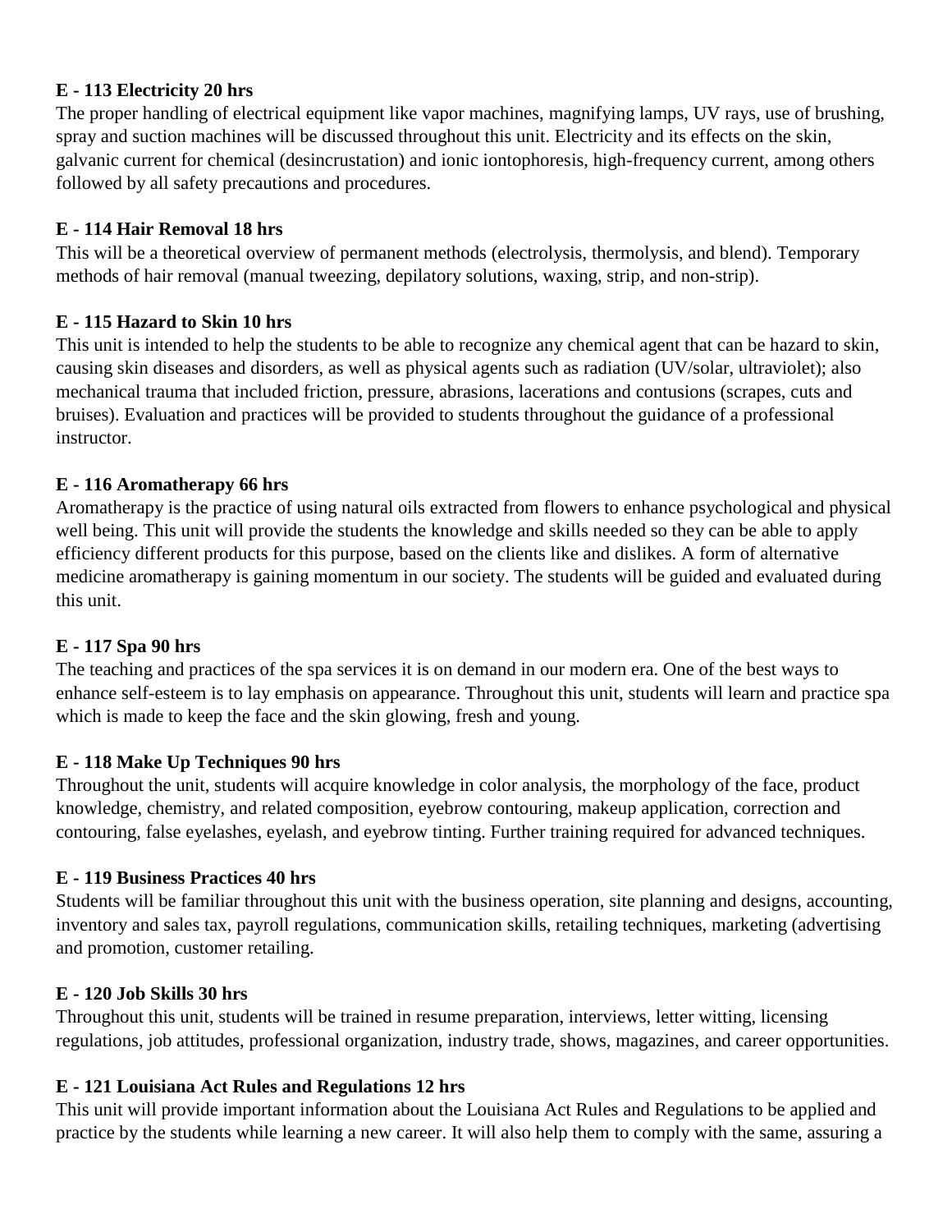**E - 113 Electricity 20 hrs**

The proper handling of electrical equipment like vapor machines, magnifying lamps, UV rays, use of brushing, spray and suction machines will be discussed throughout this unit. Electricity and its effects on the skin, galvanic current for chemical (desincrustation) and ionic iontophoresis, high-frequency current, among others followed by all safety precautions and procedures.

**E - 114 Hair Removal 18 hrs**

This will be a theoretical overview of permanent methods (electrolysis, thermolysis, and blend). Temporary methods of hair removal (manual tweezing, depilatory solutions, waxing, strip, and non-strip).

**E - 115 Hazard to Skin 10 hrs**

This unit is intended to help the students to be able to recognize any chemical agent that can be hazard to skin, causing skin diseases and disorders, as well as physical agents such as radiation (UV/solar, ultraviolet); also mechanical trauma that included friction, pressure, abrasions, lacerations and contusions (scrapes, cuts and bruises). Evaluation and practices will be provided to students throughout the guidance of a professional instructor.

**E - 116 Aromatherapy 66 hrs**

Aromatherapy is the practice of using natural oils extracted from flowers to enhance psychological and physical well being. This unit will provide the students the knowledge and skills needed so they can be able to apply efficiency different products for this purpose, based on the clients like and dislikes. A form of alternative medicine aromatherapy is gaining momentum in our society. The students will be guided and evaluated during this unit.

**E - 117 Spa 90 hrs**

The teaching and practices of the spa services it is on demand in our modern era. One of the best ways to enhance self-esteem is to lay emphasis on appearance. Throughout this unit, students will learn and practice spa which is made to keep the face and the skin glowing, fresh and young.

**E - 118 Make Up Techniques 90 hrs**

Throughout the unit, students will acquire knowledge in color analysis, the morphology of the face, product knowledge, chemistry, and related composition, eyebrow contouring, makeup application, correction and contouring, false eyelashes, eyelash, and eyebrow tinting. Further training required for advanced techniques.

**E - 119 Business Practices 40 hrs**

Students will be familiar throughout this unit with the business operation, site planning and designs, accounting, inventory and sales tax, payroll regulations, communication skills, retailing techniques, marketing (advertising and promotion, customer retailing.

**E - 120 Job Skills 30 hrs**

Throughout this unit, students will be trained in resume preparation, interviews, letter witting, licensing regulations, job attitudes, professional organization, industry trade, shows, magazines, and career opportunities.

**E - 121 Louisiana Act Rules and Regulations 12 hrs**

This unit will provide important information about the Louisiana Act Rules and Regulations to be applied and practice by the students while learning a new career. It will also help them to comply with the same, assuring a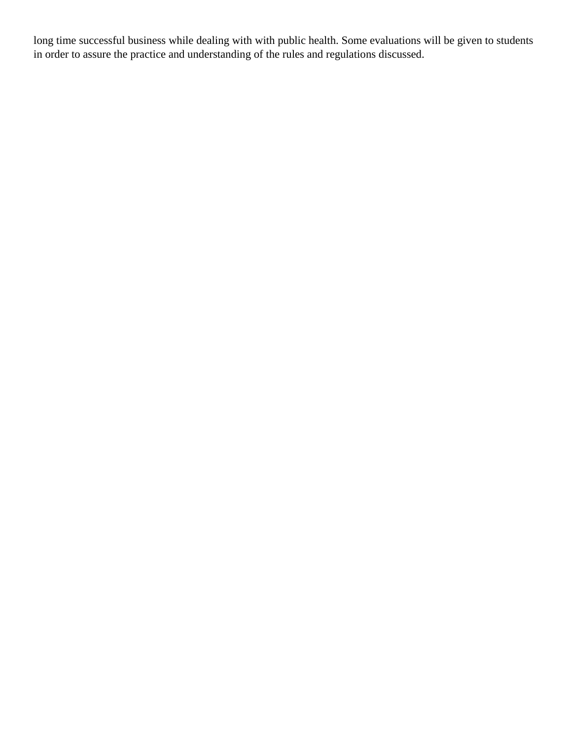long time successful business while dealing with with public health. Some evaluations will be given to students in order to assure the practice and understanding of the rules and regulations discussed.